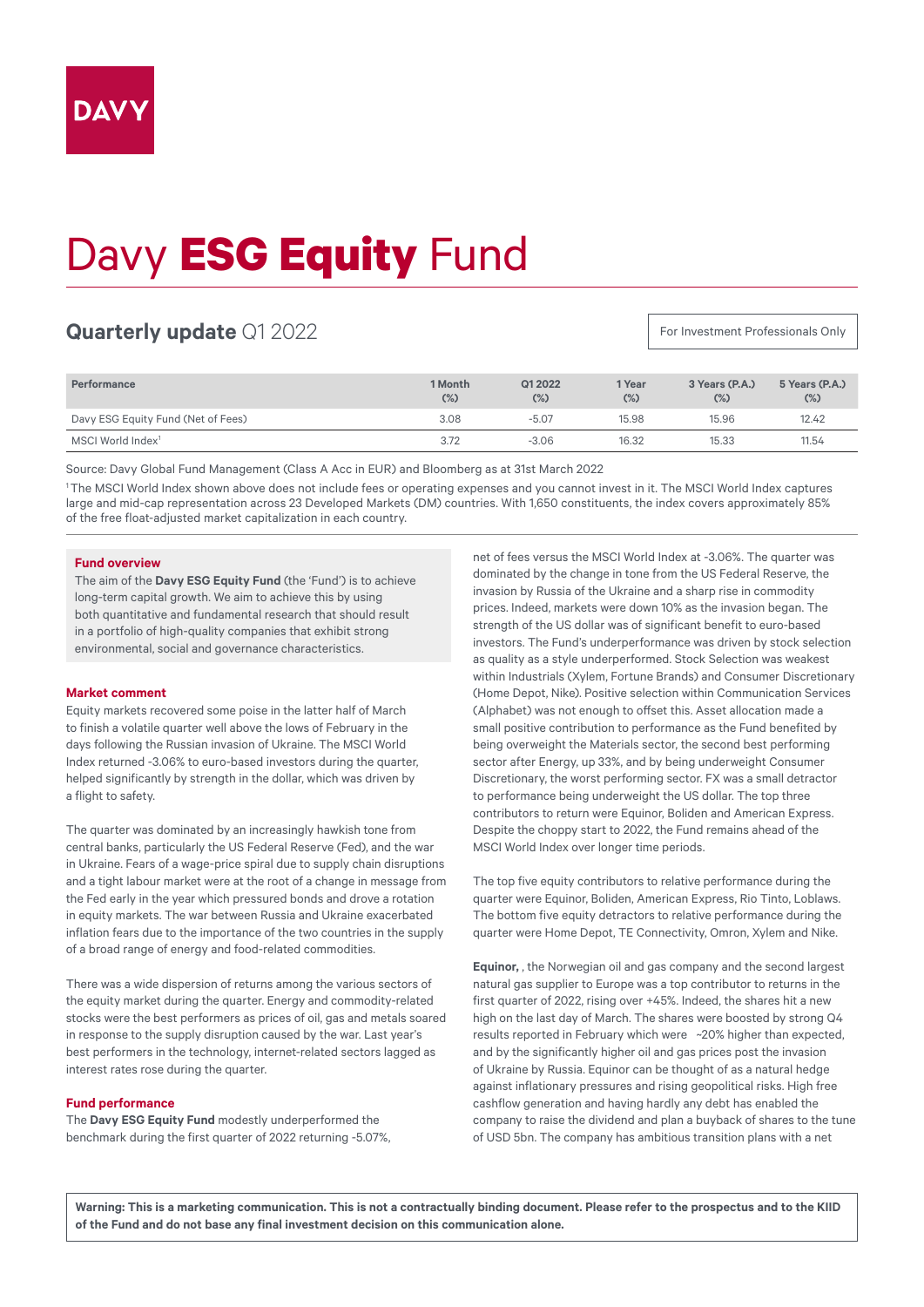DAVY

# Davy **ESG Equity** Fund

## **Quarterly update** Q1 2022

For Investment Professionals Only

| Performance | 1 Month (%) | Q1 2022 (%) | 1 Year (%) | 3 Years (P.A.) (%) | 5 Years (P.A.) (%) |
|---|---|---|---|---|---|
| Davy ESG Equity Fund (Net of Fees) | 3.08 | -5.07 | 15.98 | 15.96 | 12.42 |
| MSCI World Index[1] | 3.72 | -3.06 | 16.32 | 15.33 | 11.54 |

Source: Davy Global Fund Management (Class A Acc in EUR) and Bloomberg as at 31st March 2022

[1] The MSCI World Index shown above does not include fees or operating expenses and you cannot invest in it. The MSCI World Index captures large and mid-cap representation across 23 Developed Markets (DM) countries. With 1,650 constituents, the index covers approximately 85% of the free float-adjusted market capitalization in each country.

### Fund overview

The aim of the **Davy ESG Equity Fund** (the 'Fund') is to achieve long-term capital growth. We aim to achieve this by using both quantitative and fundamental research that should result in a portfolio of high-quality companies that exhibit strong environmental, social and governance characteristics.

### Market comment

Equity markets recovered some poise in the latter half of March to finish a volatile quarter well above the lows of February in the days following the Russian invasion of Ukraine. The MSCI World Index returned -3.06% to euro-based investors during the quarter, helped significantly by strength in the dollar, which was driven by a flight to safety.

The quarter was dominated by an increasingly hawkish tone from central banks, particularly the US Federal Reserve (Fed), and the war in Ukraine. Fears of a wage-price spiral due to supply chain disruptions and a tight labour market were at the root of a change in message from the Fed early in the year which pressured bonds and drove a rotation in equity markets. The war between Russia and Ukraine exacerbated inflation fears due to the importance of the two countries in the supply of a broad range of energy and food-related commodities.

There was a wide dispersion of returns among the various sectors of the equity market during the quarter. Energy and commodity-related stocks were the best performers as prices of oil, gas and metals soared in response to the supply disruption caused by the war. Last year's best performers in the technology, internet-related sectors lagged as interest rates rose during the quarter.

### Fund performance

The **Davy ESG Equity Fund** modestly underperformed the benchmark during the first quarter of 2022 returning -5.07%, net of fees versus the MSCI World Index at -3.06%. The quarter was dominated by the change in tone from the US Federal Reserve, the invasion by Russia of the Ukraine and a sharp rise in commodity prices. Indeed, markets were down 10% as the invasion began. The strength of the US dollar was of significant benefit to euro-based investors. The Fund's underperformance was driven by stock selection as quality as a style underperformed. Stock Selection was weakest within Industrials (Xylem, Fortune Brands) and Consumer Discretionary (Home Depot, Nike). Positive selection within Communication Services (Alphabet) was not enough to offset this. Asset allocation made a small positive contribution to performance as the Fund benefited by being overweight the Materials sector, the second best performing sector after Energy, up 33%, and by being underweight Consumer Discretionary, the worst performing sector. FX was a small detractor to performance being underweight the US dollar. The top three contributors to return were Equinor, Boliden and American Express. Despite the choppy start to 2022, the Fund remains ahead of the MSCI World Index over longer time periods.

The top five equity contributors to relative performance during the quarter were Equinor, Boliden, American Express, Rio Tinto, Loblaws. The bottom five equity detractors to relative performance during the quarter were Home Depot, TE Connectivity, Omron, Xylem and Nike.

**Equinor,** , the Norwegian oil and gas company and the second largest natural gas supplier to Europe was a top contributor to returns in the first quarter of 2022, rising over +45%. Indeed, the shares hit a new high on the last day of March. The shares were boosted by strong Q4 results reported in February which were ~20% higher than expected, and by the significantly higher oil and gas prices post the invasion of Ukraine by Russia. Equinor can be thought of as a natural hedge against inflationary pressures and rising geopolitical risks. High free cashflow generation and having hardly any debt has enabled the company to raise the dividend and plan a buyback of shares to the tune of USD 5bn. The company has ambitious transition plans with a net

**Warning: This is a marketing communication. This is not a contractually binding document. Please refer to the prospectus and to the KIID of the Fund and do not base any final investment decision on this communication alone.**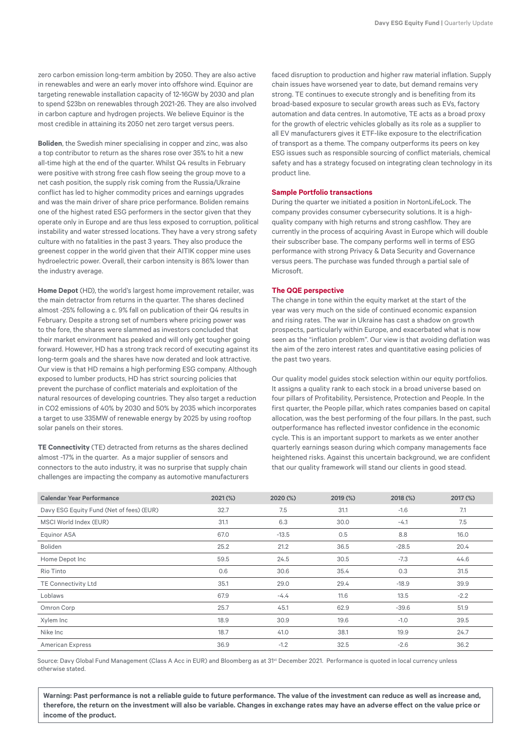zero carbon emission long-term ambition by 2050. They are also active in renewables and were an early mover into offshore wind. Equinor are targeting renewable installation capacity of 12-16GW by 2030 and plan to spend $23bn on renewables through 2021-26. They are also involved in carbon capture and hydrogen projects. We believe Equinor is the most credible in attaining its 2050 net zero target versus peers.

**Boliden**, the Swedish miner specialising in copper and zinc, was also a top contributor to return as the shares rose over 35% to hit a new all-time high at the end of the quarter. Whilst Q4 results in February were positive with strong free cash flow seeing the group move to a net cash position, the supply risk coming from the Russia/Ukraine conflict has led to higher commodity prices and earnings upgrades and was the main driver of share price performance. Boliden remains one of the highest rated ESG performers in the sector given that they operate only in Europe and are thus less exposed to corruption, political instability and water stressed locations. They have a very strong safety culture with no fatalities in the past 3 years. They also produce the greenest copper in the world given that their AITIK copper mine uses hydroelectric power. Overall, their carbon intensity is 86% lower than the industry average.

**Home Depot** (HD), the world's largest home improvement retailer, was the main detractor from returns in the quarter. The shares declined almost -25% following a c. 9% fall on publication of their Q4 results in February. Despite a strong set of numbers where pricing power was to the fore, the shares were slammed as investors concluded that their market environment has peaked and will only get tougher going forward. However, HD has a strong track record of executing against its long-term goals and the shares have now derated and look attractive. Our view is that HD remains a high performing ESG company. Although exposed to lumber products, HD has strict sourcing policies that prevent the purchase of conflict materials and exploitation of the natural resources of developing countries. They also target a reduction in CO2 emissions of 40% by 2030 and 50% by 2035 which incorporates a target to use 335MW of renewable energy by 2025 by using rooftop solar panels on their stores.

**TE Connectivity** (TE) detracted from returns as the shares declined almost -17% in the quarter. As a major supplier of sensors and connectors to the auto industry, it was no surprise that supply chain challenges are impacting the company as automotive manufacturers faced disruption to production and higher raw material inflation. Supply chain issues have worsened year to date, but demand remains very strong. TE continues to execute strongly and is benefiting from its broad-based exposure to secular growth areas such as EVs, factory automation and data centres. In automotive, TE acts as a broad proxy for the growth of electric vehicles globally as its role as a supplier to all EV manufacturers gives it ETF-like exposure to the electrification of transport as a theme. The company outperforms its peers on key ESG issues such as responsible sourcing of conflict materials, chemical safety and has a strategy focused on integrating clean technology in its product line.

### Sample Portfolio transactions

During the quarter we initiated a position in NortonLifeLock. The company provides consumer cybersecurity solutions. It is a high-quality company with high returns and strong cashflow. They are currently in the process of acquiring Avast in Europe which will double their subscriber base. The company performs well in terms of ESG performance with strong Privacy & Data Security and Governance versus peers. The purchase was funded through a partial sale of Microsoft.

### The QQE perspective

The change in tone within the equity market at the start of the year was very much on the side of continued economic expansion and rising rates. The war in Ukraine has cast a shadow on growth prospects, particularly within Europe, and exacerbated what is now seen as the "inflation problem". Our view is that avoiding deflation was the aim of the zero interest rates and quantitative easing policies of the past two years.

Our quality model guides stock selection within our equity portfolios. It assigns a quality rank to each stock in a broad universe based on four pillars of Profitability, Persistence, Protection and People. In the first quarter, the People pillar, which rates companies based on capital allocation, was the best performing of the four pillars. In the past, such outperformance has reflected investor confidence in the economic cycle. This is an important support to markets as we enter another quarterly earnings season during which company managements face heightened risks. Against this uncertain background, we are confident that our quality framework will stand our clients in good stead.

| Calendar Year Performance | 2021 (%) | 2020 (%) | 2019 (%) | 2018 (%) | 2017 (%) |
|---|---|---|---|---|---|
| Davy ESG Equity Fund (Net of fees) (EUR) | 32.7 | 7.5 | 31.1 | -1.6 | 7.1 |
| MSCI World Index (EUR) | 31.1 | 6.3 | 30.0 | -4.1 | 7.5 |
| Equinor ASA | 67.0 | -13.5 | 0.5 | 8.8 | 16.0 |
| Boliden | 25.2 | 21.2 | 36.5 | -28.5 | 20.4 |
| Home Depot Inc | 59.5 | 24.5 | 30.5 | -7.3 | 44.6 |
| Rio Tinto | 0.6 | 30.6 | 35.4 | 0.3 | 31.5 |
| TE Connectivity Ltd | 35.1 | 29.0 | 29.4 | -18.9 | 39.9 |
| Loblaws | 67.9 | -4.4 | 11.6 | 13.5 | -2.2 |
| Omron Corp | 25.7 | 45.1 | 62.9 | -39.6 | 51.9 |
| Xylem Inc | 18.9 | 30.9 | 19.6 | -1.0 | 39.5 |
| Nike Inc | 18.7 | 41.0 | 38.1 | 19.9 | 24.7 |
| American Express | 36.9 | -1.2 | 32.5 | -2.6 | 36.2 |

Source: Davy Global Fund Management (Class A Acc in EUR) and Bloomberg as at 31st December 2021. Performance is quoted in local currency unless otherwise stated.

**Warning: Past performance is not a reliable guide to future performance. The value of the investment can reduce as well as increase and, therefore, the return on the investment will also be variable. Changes in exchange rates may have an adverse effect on the value price or income of the product.**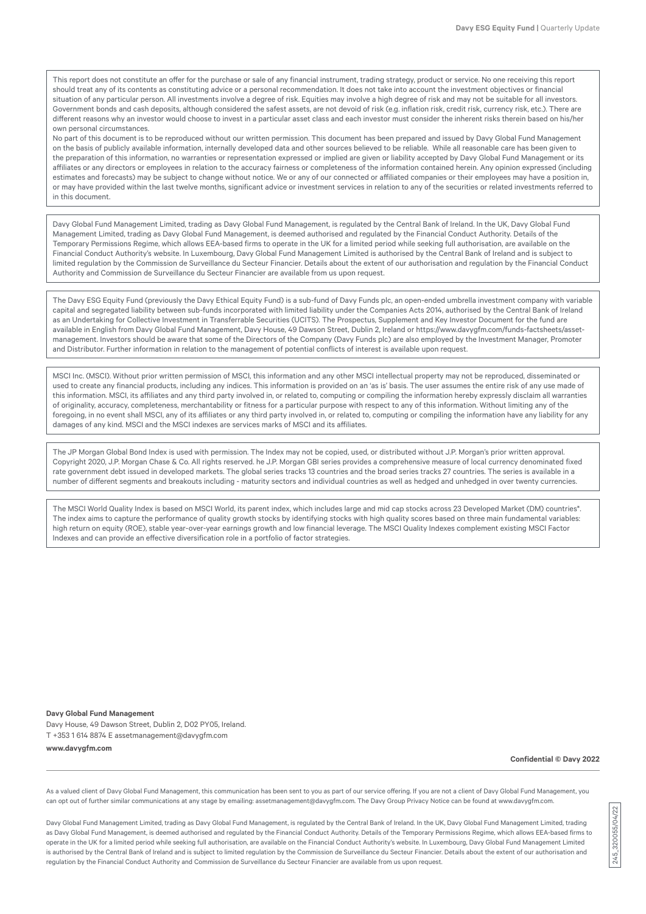This report does not constitute an offer for the purchase or sale of any financial instrument, trading strategy, product or service. No one receiving this report should treat any of its contents as constituting advice or a personal recommendation. It does not take into account the investment objectives or financial situation of any particular person. All investments involve a degree of risk. Equities may involve a high degree of risk and may not be suitable for all investors. Government bonds and cash deposits, although considered the safest assets, are not devoid of risk (e.g. inflation risk, credit risk, currency risk, etc.). There are different reasons why an investor would choose to invest in a particular asset class and each investor must consider the inherent risks therein based on his/her own personal circumstances.

No part of this document is to be reproduced without our written permission. This document has been prepared and issued by Davy Global Fund Management on the basis of publicly available information, internally developed data and other sources believed to be reliable. While all reasonable care has been given to the preparation of this information, no warranties or representation expressed or implied are given or liability accepted by Davy Global Fund Management or its affiliates or any directors or employees in relation to the accuracy fairness or completeness of the information contained herein. Any opinion expressed (including estimates and forecasts) may be subject to change without notice. We or any of our connected or affiliated companies or their employees may have a position in, or may have provided within the last twelve months, significant advice or investment services in relation to any of the securities or related investments referred to in this document.

Davy Global Fund Management Limited, trading as Davy Global Fund Management, is regulated by the Central Bank of Ireland. In the UK, Davy Global Fund Management Limited, trading as Davy Global Fund Management, is deemed authorised and regulated by the Financial Conduct Authority. Details of the Temporary Permissions Regime, which allows EEA-based firms to operate in the UK for a limited period while seeking full authorisation, are available on the Financial Conduct Authority's website. In Luxembourg, Davy Global Fund Management Limited is authorised by the Central Bank of Ireland and is subject to limited regulation by the Commission de Surveillance du Secteur Financier. Details about the extent of our authorisation and regulation by the Financial Conduct Authority and Commission de Surveillance du Secteur Financier are available from us upon request.

The Davy ESG Equity Fund (previously the Davy Ethical Equity Fund) is a sub-fund of Davy Funds plc, an open-ended umbrella investment company with variable capital and segregated liability between sub-funds incorporated with limited liability under the Companies Acts 2014, authorised by the Central Bank of Ireland as an Undertaking for Collective Investment in Transferrable Securities (UCITS). The Prospectus, Supplement and Key Investor Document for the fund are available in English from Davy Global Fund Management, Davy House, 49 Dawson Street, Dublin 2, Ireland or https://www.davygfm.com/funds-factsheets/asset-management. Investors should be aware that some of the Directors of the Company (Davy Funds plc) are also employed by the Investment Manager, Promoter and Distributor. Further information in relation to the management of potential conflicts of interest is available upon request.

MSCI Inc. (MSCI). Without prior written permission of MSCI, this information and any other MSCI intellectual property may not be reproduced, disseminated or used to create any financial products, including any indices. This information is provided on an 'as is' basis. The user assumes the entire risk of any use made of this information. MSCI, its affiliates and any third party involved in, or related to, computing or compiling the information hereby expressly disclaim all warranties of originality, accuracy, completeness, merchantability or fitness for a particular purpose with respect to any of this information. Without limiting any of the foregoing, in no event shall MSCI, any of its affiliates or any third party involved in, or related to, computing or compiling the information have any liability for any damages of any kind. MSCI and the MSCI indexes are services marks of MSCI and its affiliates.

The JP Morgan Global Bond Index is used with permission. The Index may not be copied, used, or distributed without J.P. Morgan's prior written approval. Copyright 2020, J.P. Morgan Chase & Co. All rights reserved. he J.P. Morgan GBI series provides a comprehensive measure of local currency denominated fixed rate government debt issued in developed markets. The global series tracks 13 countries and the broad series tracks 27 countries. The series is available in a number of different segments and breakouts including - maturity sectors and individual countries as well as hedged and unhedged in over twenty currencies.

The MSCI World Quality Index is based on MSCI World, its parent index, which includes large and mid cap stocks across 23 Developed Market (DM) countries*. The index aims to capture the performance of quality growth stocks by identifying stocks with high quality scores based on three main fundamental variables: high return on equity (ROE), stable year-over-year earnings growth and low financial leverage. The MSCI Quality Indexes complement existing MSCI Factor Indexes and can provide an effective diversification role in a portfolio of factor strategies.

**Davy Global Fund Management**
Davy House, 49 Dawson Street, Dublin 2, D02 PY05, Ireland.
T +353 1 614 8874 E assetmanagement@davygfm.com
**www.davygfm.com**

**Confidential © Davy 2022**

As a valued client of Davy Global Fund Management, this communication has been sent to you as part of our service offering. If you are not a client of Davy Global Fund Management, you can opt out of further similar communications at any stage by emailing: assetmanagement@davygfm.com. The Davy Group Privacy Notice can be found at www.davygfm.com.

Davy Global Fund Management Limited, trading as Davy Global Fund Management, is regulated by the Central Bank of Ireland. In the UK, Davy Global Fund Management Limited, trading as Davy Global Fund Management, is deemed authorised and regulated by the Financial Conduct Authority. Details of the Temporary Permissions Regime, which allows EEA-based firms to operate in the UK for a limited period while seeking full authorisation, are available on the Financial Conduct Authority's website. In Luxembourg, Davy Global Fund Management Limited is authorised by the Central Bank of Ireland and is subject to limited regulation by the Commission de Surveillance du Secteur Financier. Details about the extent of our authorisation and regulation by the Financial Conduct Authority and Commission de Surveillance du Secteur Financier are available from us upon request.

245_320055/04/22